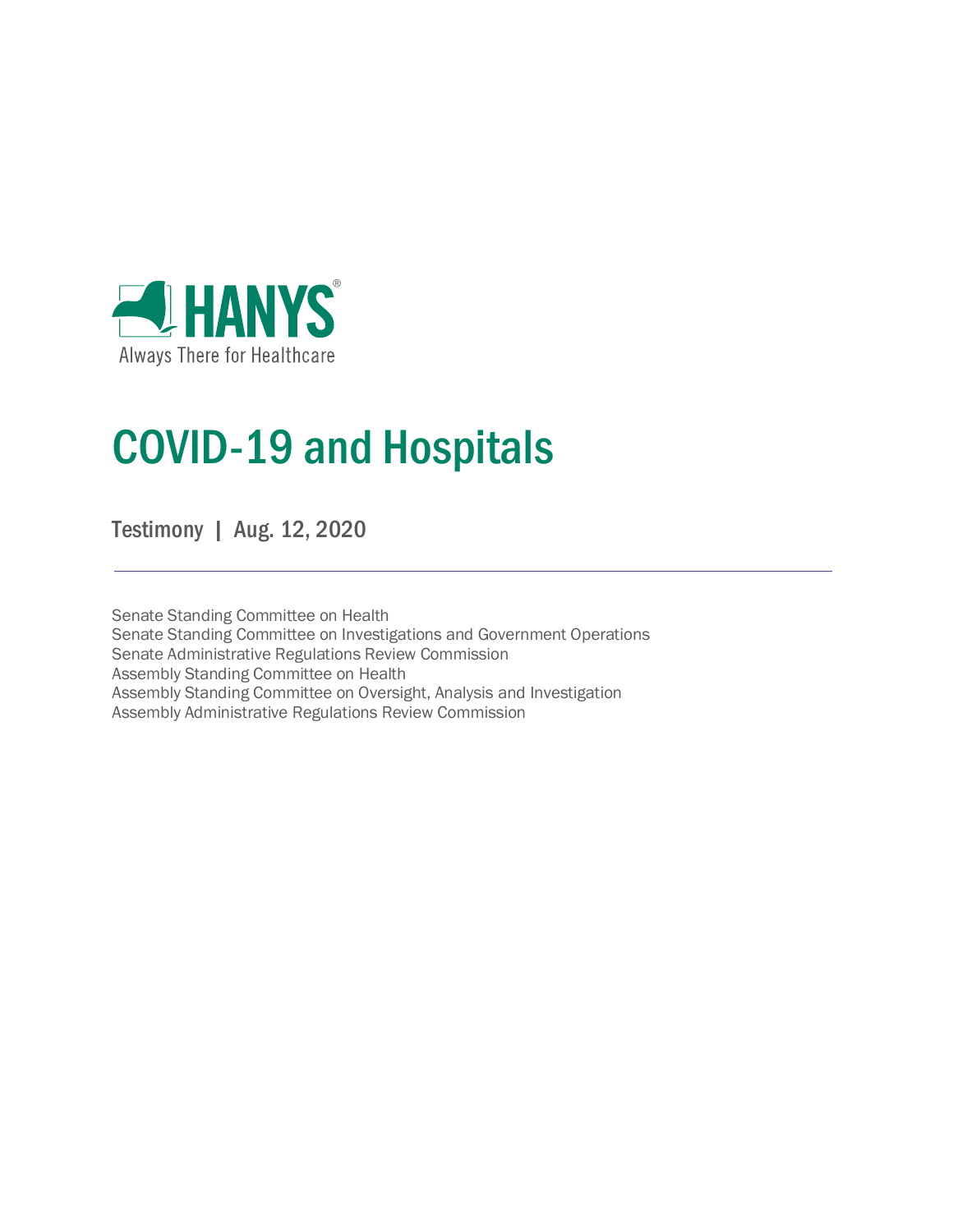HANYS®

Always There for Healthcare

# COVID-19 and Hospitals

Testimony | Aug. 12, 2020

---

Senate Standing Committee on Health
Senate Standing Committee on Investigations and Government Operations
Senate Administrative Regulations Review Commission
Assembly Standing Committee on Health
Assembly Standing Committee on Oversight, Analysis and Investigation
Assembly Administrative Regulations Review Commission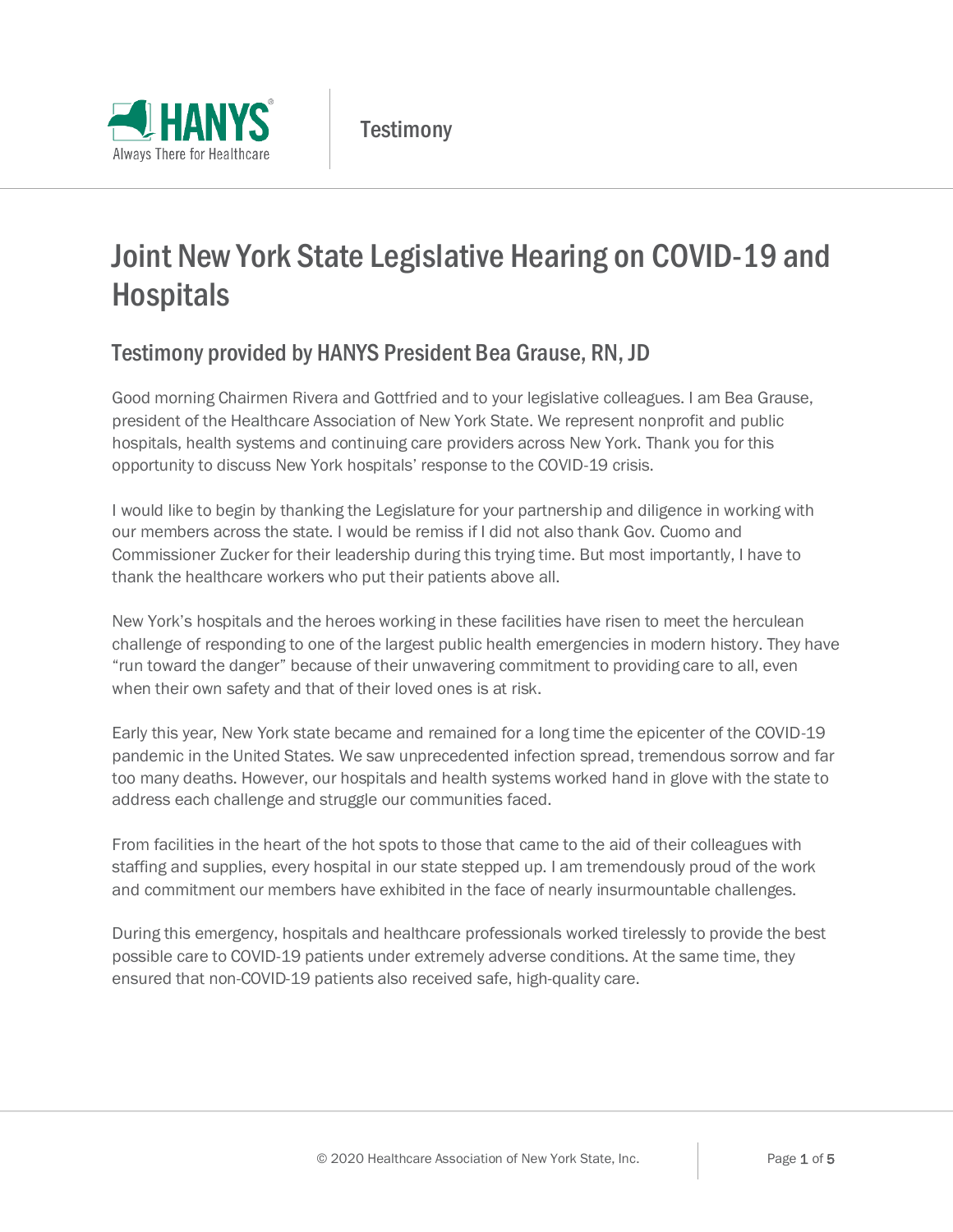# Joint New York State Legislative Hearing on COVID-19 and Hospitals

## Testimony provided by HANYS President Bea Grause, RN, JD

Good morning Chairmen Rivera and Gottfried and to your legislative colleagues. I am Bea Grause, president of the Healthcare Association of New York State. We represent nonprofit and public hospitals, health systems and continuing care providers across New York. Thank you for this opportunity to discuss New York hospitals' response to the COVID-19 crisis.

I would like to begin by thanking the Legislature for your partnership and diligence in working with our members across the state. I would be remiss if I did not also thank Gov. Cuomo and Commissioner Zucker for their leadership during this trying time. But most importantly, I have to thank the healthcare workers who put their patients above all.

New York's hospitals and the heroes working in these facilities have risen to meet the herculean challenge of responding to one of the largest public health emergencies in modern history. They have "run toward the danger" because of their unwavering commitment to providing care to all, even when their own safety and that of their loved ones is at risk.

Early this year, New York state became and remained for a long time the epicenter of the COVID-19 pandemic in the United States. We saw unprecedented infection spread, tremendous sorrow and far too many deaths. However, our hospitals and health systems worked hand in glove with the state to address each challenge and struggle our communities faced.

From facilities in the heart of the hot spots to those that came to the aid of their colleagues with staffing and supplies, every hospital in our state stepped up. I am tremendously proud of the work and commitment our members have exhibited in the face of nearly insurmountable challenges.

During this emergency, hospitals and healthcare professionals worked tirelessly to provide the best possible care to COVID-19 patients under extremely adverse conditions. At the same time, they ensured that non-COVID-19 patients also received safe, high-quality care.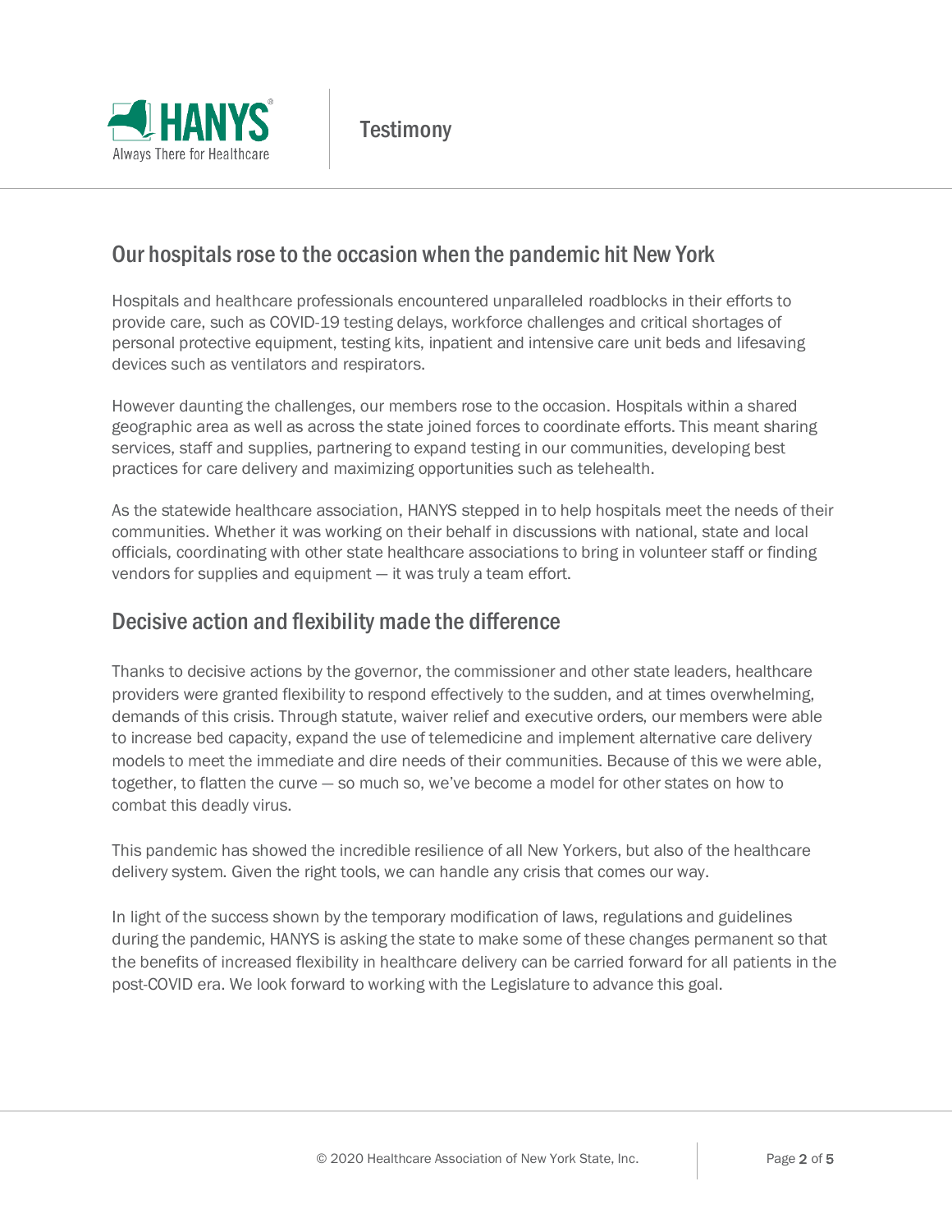## Our hospitals rose to the occasion when the pandemic hit New York

Hospitals and healthcare professionals encountered unparalleled roadblocks in their efforts to provide care, such as COVID-19 testing delays, workforce challenges and critical shortages of personal protective equipment, testing kits, inpatient and intensive care unit beds and lifesaving devices such as ventilators and respirators.

However daunting the challenges, our members rose to the occasion. Hospitals within a shared geographic area as well as across the state joined forces to coordinate efforts. This meant sharing services, staff and supplies, partnering to expand testing in our communities, developing best practices for care delivery and maximizing opportunities such as telehealth.

As the statewide healthcare association, HANYS stepped in to help hospitals meet the needs of their communities. Whether it was working on their behalf in discussions with national, state and local officials, coordinating with other state healthcare associations to bring in volunteer staff or finding vendors for supplies and equipment — it was truly a team effort.

## Decisive action and flexibility made the difference

Thanks to decisive actions by the governor, the commissioner and other state leaders, healthcare providers were granted flexibility to respond effectively to the sudden, and at times overwhelming, demands of this crisis. Through statute, waiver relief and executive orders, our members were able to increase bed capacity, expand the use of telemedicine and implement alternative care delivery models to meet the immediate and dire needs of their communities. Because of this we were able, together, to flatten the curve — so much so, we've become a model for other states on how to combat this deadly virus.

This pandemic has showed the incredible resilience of all New Yorkers, but also of the healthcare delivery system. Given the right tools, we can handle any crisis that comes our way.

In light of the success shown by the temporary modification of laws, regulations and guidelines during the pandemic, HANYS is asking the state to make some of these changes permanent so that the benefits of increased flexibility in healthcare delivery can be carried forward for all patients in the post-COVID era. We look forward to working with the Legislature to advance this goal.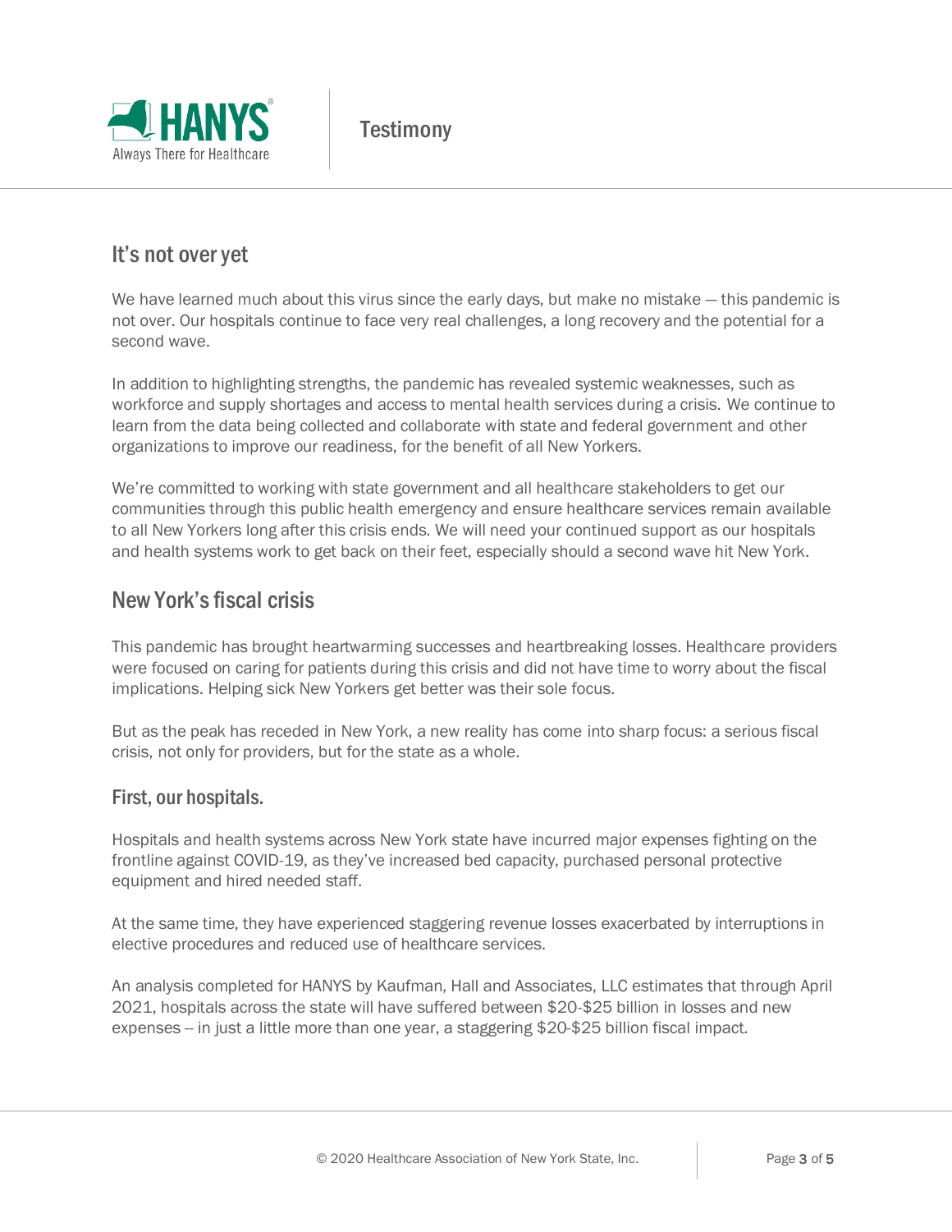## It's not over yet

We have learned much about this virus since the early days, but make no mistake — this pandemic is not over. Our hospitals continue to face very real challenges, a long recovery and the potential for a second wave.

In addition to highlighting strengths, the pandemic has revealed systemic weaknesses, such as workforce and supply shortages and access to mental health services during a crisis. We continue to learn from the data being collected and collaborate with state and federal government and other organizations to improve our readiness, for the benefit of all New Yorkers.

We're committed to working with state government and all healthcare stakeholders to get our communities through this public health emergency and ensure healthcare services remain available to all New Yorkers long after this crisis ends. We will need your continued support as our hospitals and health systems work to get back on their feet, especially should a second wave hit New York.

## New York's fiscal crisis

This pandemic has brought heartwarming successes and heartbreaking losses. Healthcare providers were focused on caring for patients during this crisis and did not have time to worry about the fiscal implications. Helping sick New Yorkers get better was their sole focus.

But as the peak has receded in New York, a new reality has come into sharp focus: a serious fiscal crisis, not only for providers, but for the state as a whole.

### First, our hospitals.

Hospitals and health systems across New York state have incurred major expenses fighting on the frontline against COVID-19, as they've increased bed capacity, purchased personal protective equipment and hired needed staff.

At the same time, they have experienced staggering revenue losses exacerbated by interruptions in elective procedures and reduced use of healthcare services.

An analysis completed for HANYS by Kaufman, Hall and Associates, LLC estimates that through April 2021, hospitals across the state will have suffered between $20-$25 billion in losses and new expenses -- in just a little more than one year, a staggering $20-$25 billion fiscal impact.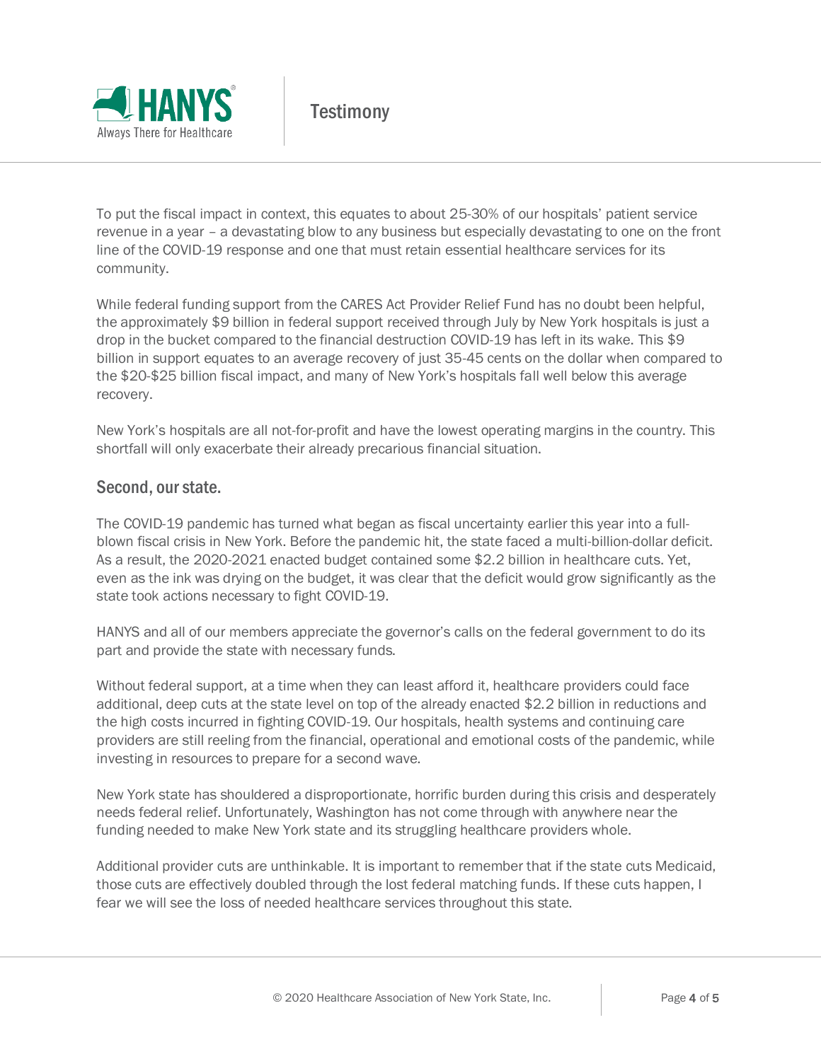To put the fiscal impact in context, this equates to about 25-30% of our hospitals' patient service revenue in a year – a devastating blow to any business but especially devastating to one on the front line of the COVID-19 response and one that must retain essential healthcare services for its community.

While federal funding support from the CARES Act Provider Relief Fund has no doubt been helpful, the approximately $9 billion in federal support received through July by New York hospitals is just a drop in the bucket compared to the financial destruction COVID-19 has left in its wake. This $9 billion in support equates to an average recovery of just 35-45 cents on the dollar when compared to the $20-$25 billion fiscal impact, and many of New York's hospitals fall well below this average recovery.

New York's hospitals are all not-for-profit and have the lowest operating margins in the country. This shortfall will only exacerbate their already precarious financial situation.

## Second, our state.

The COVID-19 pandemic has turned what began as fiscal uncertainty earlier this year into a full-blown fiscal crisis in New York. Before the pandemic hit, the state faced a multi-billion-dollar deficit. As a result, the 2020-2021 enacted budget contained some $2.2 billion in healthcare cuts. Yet, even as the ink was drying on the budget, it was clear that the deficit would grow significantly as the state took actions necessary to fight COVID-19.

HANYS and all of our members appreciate the governor's calls on the federal government to do its part and provide the state with necessary funds.

Without federal support, at a time when they can least afford it, healthcare providers could face additional, deep cuts at the state level on top of the already enacted $2.2 billion in reductions and the high costs incurred in fighting COVID-19. Our hospitals, health systems and continuing care providers are still reeling from the financial, operational and emotional costs of the pandemic, while investing in resources to prepare for a second wave.

New York state has shouldered a disproportionate, horrific burden during this crisis and desperately needs federal relief. Unfortunately, Washington has not come through with anywhere near the funding needed to make New York state and its struggling healthcare providers whole.

Additional provider cuts are unthinkable. It is important to remember that if the state cuts Medicaid, those cuts are effectively doubled through the lost federal matching funds. If these cuts happen, I fear we will see the loss of needed healthcare services throughout this state.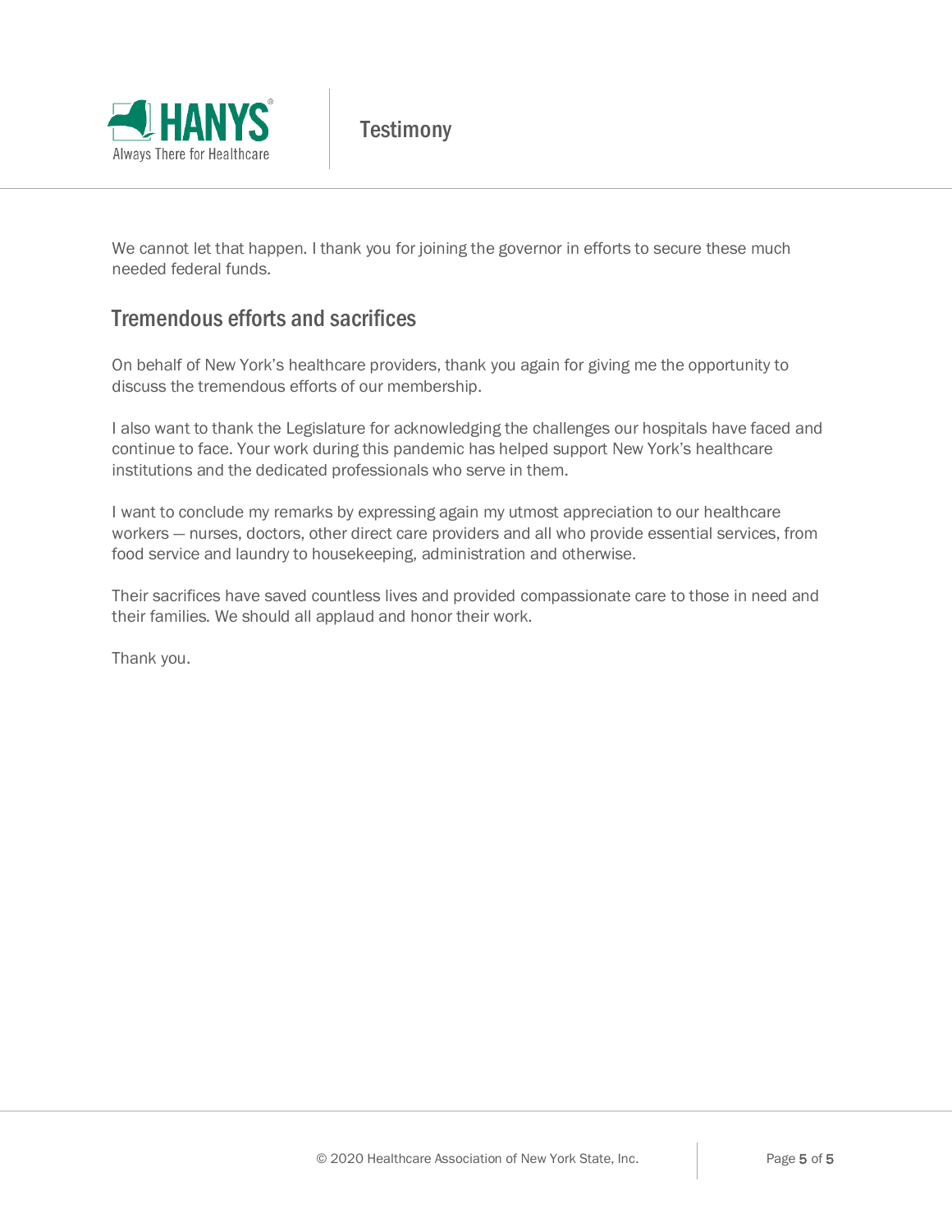We cannot let that happen. I thank you for joining the governor in efforts to secure these much needed federal funds.

## Tremendous efforts and sacrifices

On behalf of New York's healthcare providers, thank you again for giving me the opportunity to discuss the tremendous efforts of our membership.

I also want to thank the Legislature for acknowledging the challenges our hospitals have faced and continue to face. Your work during this pandemic has helped support New York's healthcare institutions and the dedicated professionals who serve in them.

I want to conclude my remarks by expressing again my utmost appreciation to our healthcare workers — nurses, doctors, other direct care providers and all who provide essential services, from food service and laundry to housekeeping, administration and otherwise.

Their sacrifices have saved countless lives and provided compassionate care to those in need and their families. We should all applaud and honor their work.

Thank you.